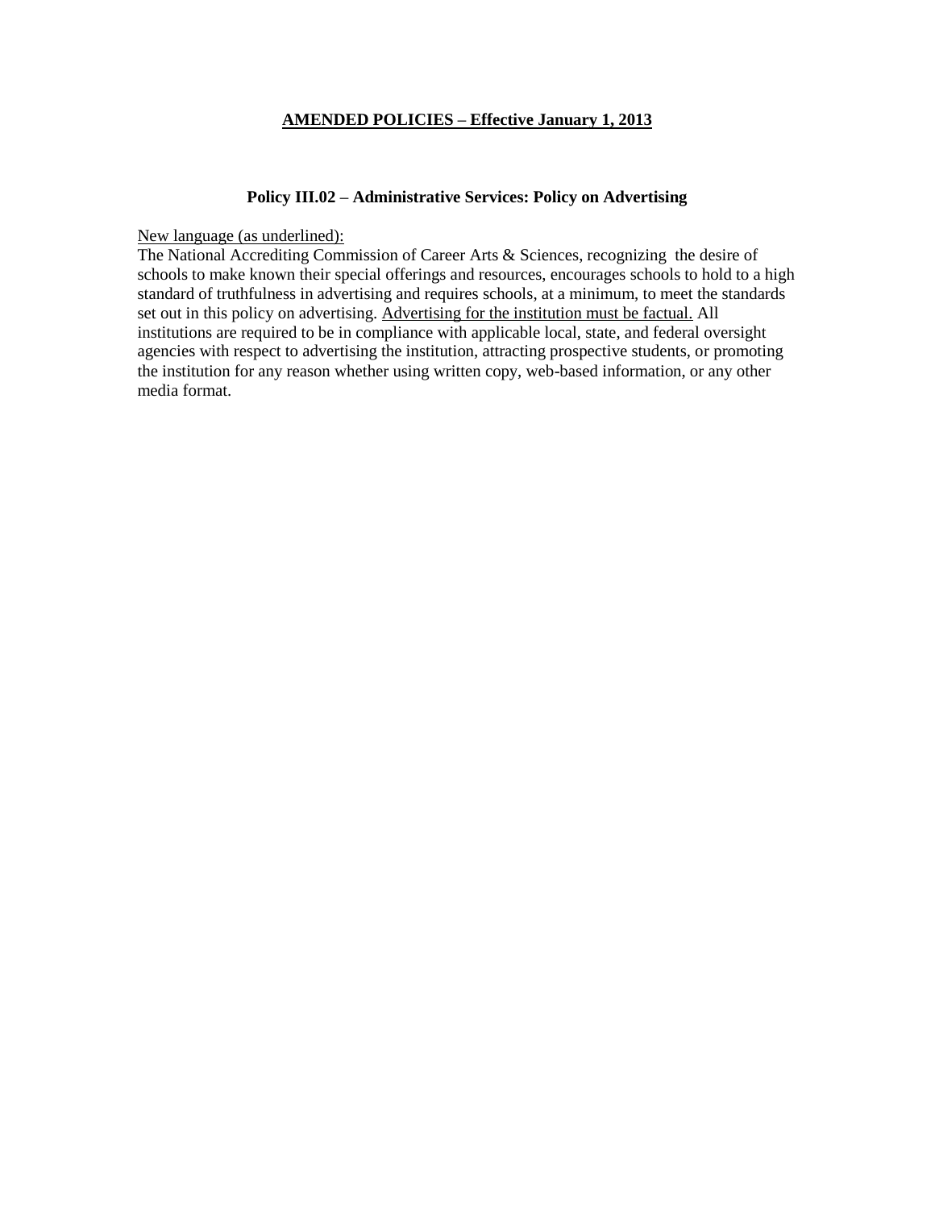## AMENDED POLICIES – Effective January 1, 2013

### Policy III.02 – Administrative Services: Policy on Advertising

<u>New language (as underlined):</u>

The National Accrediting Commission of Career Arts & Sciences, recognizing the desire of schools to make known their special offerings and resources, encourages schools to hold to a high standard of truthfulness in advertising and requires schools, at a minimum, to meet the standards set out in this policy on advertising. <u>Advertising for the institution must be factual.</u> All institutions are required to be in compliance with applicable local, state, and federal oversight agencies with respect to advertising the institution, attracting prospective students, or promoting the institution for any reason whether using written copy, web-based information, or any other media format.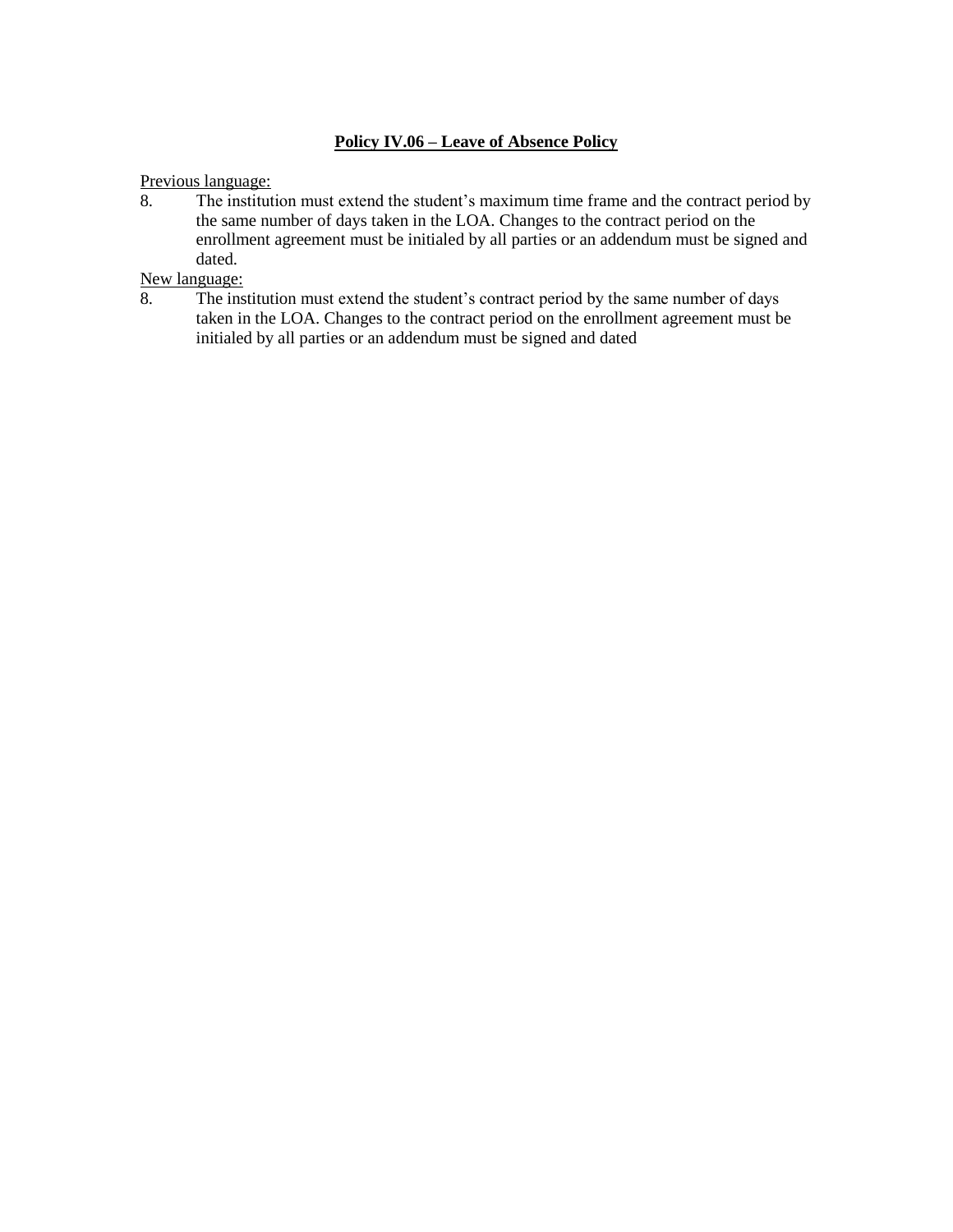**<u>Policy IV.06 – Leave of Absence Policy</u>**

<u>Previous language:</u>

8. The institution must extend the student's maximum time frame and the contract period by the same number of days taken in the LOA. Changes to the contract period on the enrollment agreement must be initialed by all parties or an addendum must be signed and dated.

<u>New language:</u>

8. The institution must extend the student's contract period by the same number of days taken in the LOA. Changes to the contract period on the enrollment agreement must be initialed by all parties or an addendum must be signed and dated